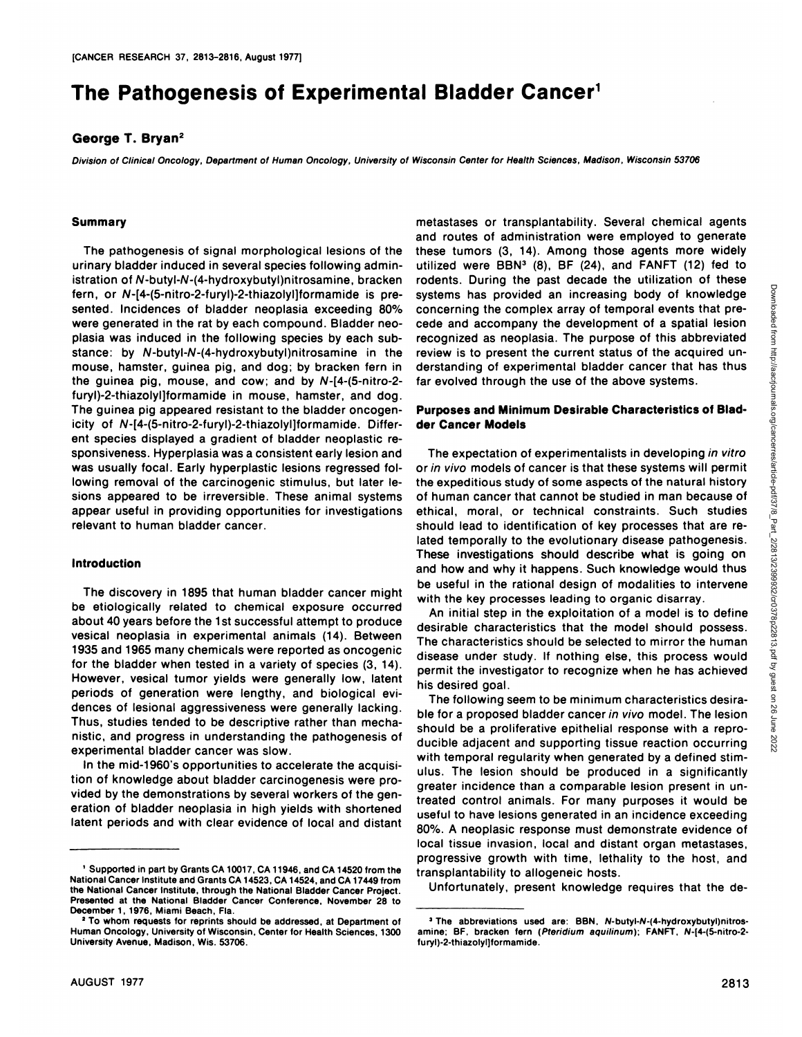# The Pathogenesis of Experimental Bladder Cancer[1]

**George T. Bryan**[2]

*Division of Clinical Oncology, Department of Human Oncology, University of Wisconsin Center for Health Sciences, Madison, Wisconsin 53706*

## Summary

The pathogenesis of signal morphological lesions of the urinary bladder induced in several species following administration of *N*-butyl-*N*-(4-hydroxybutyl)nitrosamine, bracken fern, or *N*-[4-(5-nitro-2-furyl)-2-thiazolyl]formamide is presented. Incidences of bladder neoplasia exceeding 80% were generated in the rat by each compound. Bladder neoplasia was induced in the following species by each substance: by *N*-butyl-*N*-(4-hydroxybutyl)nitrosamine in the mouse, hamster, guinea pig, and dog; by bracken fern in the guinea pig, mouse, and cow; and by *N*-[4-(5-nitro-2-furyl)-2-thiazolyl]formamide in mouse, hamster, and dog. The guinea pig appeared resistant to the bladder oncogenicity of *N*-[4-(5-nitro-2-furyl)-2-thiazolyl]formamide. Different species displayed a gradient of bladder neoplastic responsiveness. Hyperplasia was a consistent early lesion and was usually focal. Early hyperplastic lesions regressed following removal of the carcinogenic stimulus, but later lesions appeared to be irreversible. These animal systems appear useful in providing opportunities for investigations relevant to human bladder cancer.

## Introduction

The discovery in 1895 that human bladder cancer might be etiologically related to chemical exposure occurred about 40 years before the 1st successful attempt to produce vesical neoplasia in experimental animals (14). Between 1935 and 1965 many chemicals were reported as oncogenic for the bladder when tested in a variety of species (3, 14). However, vesical tumor yields were generally low, latent periods of generation were lengthy, and biological evidences of lesional aggressiveness were generally lacking. Thus, studies tended to be descriptive rather than mechanistic, and progress in understanding the pathogenesis of experimental bladder cancer was slow.

In the mid-1960's opportunities to accelerate the acquisition of knowledge about bladder carcinogenesis were provided by the demonstrations by several workers of the generation of bladder neoplasia in high yields with shortened latent periods and with clear evidence of local and distant metastases or transplantability. Several chemical agents and routes of administration were employed to generate these tumors (3, 14). Among those agents more widely utilized were BBN[3] (8), BF (24), and FANFT (12) fed to rodents. During the past decade the utilization of these systems has provided an increasing body of knowledge concerning the complex array of temporal events that precede and accompany the development of a spatial lesion recognized as neoplasia. The purpose of this abbreviated review is to present the current status of the acquired understanding of experimental bladder cancer that has thus far evolved through the use of the above systems.

## Purposes and Minimum Desirable Characteristics of Bladder Cancer Models

The expectation of experimentalists in developing *in vitro* or *in vivo* models of cancer is that these systems will permit the expeditious study of some aspects of the natural history of human cancer that cannot be studied in man because of ethical, moral, or technical constraints. Such studies should lead to identification of key processes that are related temporally to the evolutionary disease pathogenesis. These investigations should describe what is going on and how and why it happens. Such knowledge would thus be useful in the rational design of modalities to intervene with the key processes leading to organic disarray.

An initial step in the exploitation of a model is to define desirable characteristics that the model should possess. The characteristics should be selected to mirror the human disease under study. If nothing else, this process would permit the investigator to recognize when he has achieved his desired goal.

The following seem to be minimum characteristics desirable for a proposed bladder cancer *in vivo* model. The lesion should be a proliferative epithelial response with a reproducible adjacent and supporting tissue reaction occurring with temporal regularity when generated by a defined stimulus. The lesion should be produced in a significantly greater incidence than a comparable lesion present in untreated control animals. For many purposes it would be useful to have lesions generated in an incidence exceeding 80%. A neoplastic response must demonstrate evidence of local tissue invasion, local and distant organ metastases, progressive growth with time, lethality to the host, and transplantability to allogeneic hosts.

Unfortunately, present knowledge requires that the de-

---

[1] Supported in part by Grants CA 10017, CA 11946, and CA 14520 from the National Cancer Institute and Grants CA 14523, CA 14524, and CA 17449 from the National Cancer Institute, through the National Bladder Cancer Project. Presented at the National Bladder Cancer Conference, November 28 to December 1, 1976, Miami Beach, Fla.

[2] To whom requests for reprints should be addressed, at Department of Human Oncology, University of Wisconsin, Center for Health Sciences, 1300 University Avenue, Madison, Wis. 53706.

[3] The abbreviations used are: BBN, *N*-butyl-*N*-(4-hydroxybutyl)nitrosamine; BF, bracken fern (*Pteridium aquilinum*); FANFT, *N*-[4-(5-nitro-2-furyl)-2-thiazolyl]formamide.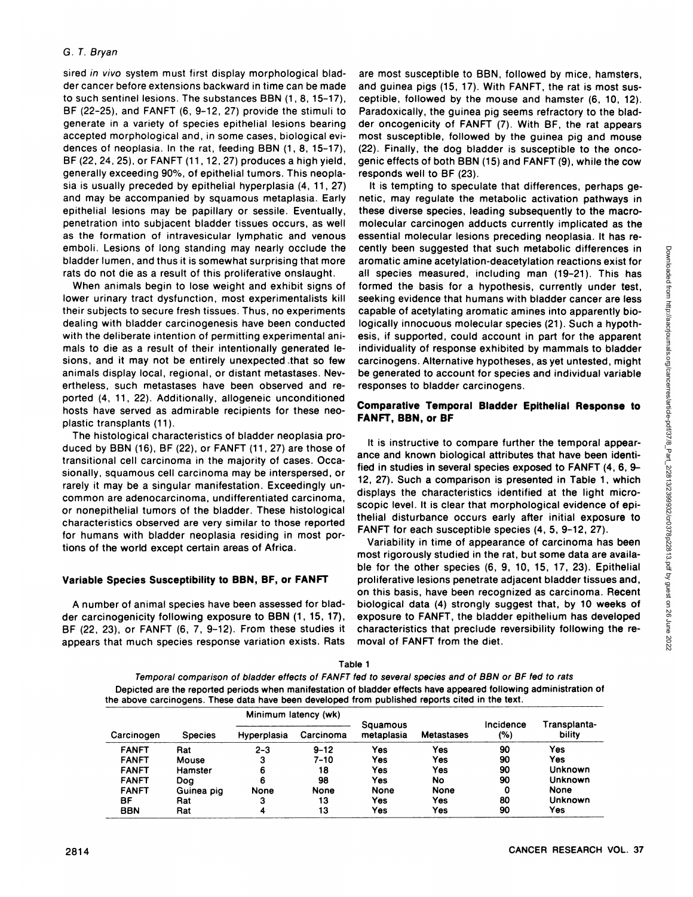sired *in vivo* system must first display morphological bladder cancer before extensions backward in time can be made to such sentinel lesions. The substances BBN (1, 8, 15–17), BF (22–25), and FANFT (6, 9–12, 27) provide the stimuli to generate in a variety of species epithelial lesions bearing accepted morphological and, in some cases, biological evidences of neoplasia. In the rat, feeding BBN (1, 8, 15–17), BF (22, 24, 25), or FANFT (11, 12, 27) produces a high yield, generally exceeding 90%, of epithelial tumors. This neoplasia is usually preceded by epithelial hyperplasia (4, 11, 27) and may be accompanied by squamous metaplasia. Early epithelial lesions may be papillary or sessile. Eventually, penetration into subjacent bladder tissues occurs, as well as the formation of intravesicular lymphatic and venous emboli. Lesions of long standing may nearly occlude the bladder lumen, and thus it is somewhat surprising that more rats do not die as a result of this proliferative onslaught.

When animals begin to lose weight and exhibit signs of lower urinary tract dysfunction, most experimentalists kill their subjects to secure fresh tissues. Thus, no experiments dealing with bladder carcinogenesis have been conducted with the deliberate intention of permitting experimental animals to die as a result of their intentionally generated lesions, and it may not be entirely unexpected that so few animals display local, regional, or distant metastases. Nevertheless, such metastases have been observed and reported (4, 11, 22). Additionally, allogeneic unconditioned hosts have served as admirable recipients for these neoplastic transplants (11).

The histological characteristics of bladder neoplasia produced by BBN (16), BF (22), or FANFT (11, 27) are those of transitional cell carcinoma in the majority of cases. Occasionally, squamous cell carcinoma may be interspersed, or rarely it may be a singular manifestation. Exceedingly uncommon are adenocarcinoma, undifferentiated carcinoma, or nonepithelial tumors of the bladder. These histological characteristics observed are very similar to those reported for humans with bladder neoplasia residing in most portions of the world except certain areas of Africa.

## Variable Species Susceptibility to BBN, BF, or FANFT

A number of animal species have been assessed for bladder carcinogenicity following exposure to BBN (1, 15, 17), BF (22, 23), or FANFT (6, 7, 9–12). From these studies it appears that much species response variation exists. Rats are most susceptible to BBN, followed by mice, hamsters, and guinea pigs (15, 17). With FANFT, the rat is most susceptible, followed by the mouse and hamster (6, 10, 12). Paradoxically, the guinea pig seems refractory to the bladder oncogenicity of FANFT (7). With BF, the rat appears most susceptible, followed by the guinea pig and mouse (22). Finally, the dog bladder is susceptible to the oncogenic effects of both BBN (15) and FANFT (9), while the cow responds well to BF (23).

It is tempting to speculate that differences, perhaps genetic, may regulate the metabolic activation pathways in these diverse species, leading subsequently to the macromolecular carcinogen adducts currently implicated as the essential molecular lesions preceding neoplasia. It has recently been suggested that such metabolic differences in aromatic amine acetylation-deacetylation reactions exist for all species measured, including man (19–21). This has formed the basis for a hypothesis, currently under test, seeking evidence that humans with bladder cancer are less capable of acetylating aromatic amines into apparently biologically innocuous molecular species (21). Such a hypothesis, if supported, could account in part for the apparent individuality of response exhibited by mammals to bladder carcinogens. Alternative hypotheses, as yet untested, might be generated to account for species and individual variable responses to bladder carcinogens.

## Comparative Temporal Bladder Epithelial Response to FANFT, BBN, or BF

It is instructive to compare further the temporal appearance and known biological attributes that have been identified in studies in several species exposed to FANFT (4, 6, 9–12, 27). Such a comparison is presented in Table 1, which displays the characteristics identified at the light microscopic level. It is clear that morphological evidence of epithelial disturbance occurs early after initial exposure to FANFT for each susceptible species (4, 5, 9–12, 27).

Variability in time of appearance of carcinoma has been most rigorously studied in the rat, but some data are available for the other species (6, 9, 10, 15, 17, 23). Epithelial proliferative lesions penetrate adjacent bladder tissues and, on this basis, have been recognized as carcinoma. Recent biological data (4) strongly suggest that, by 10 weeks of exposure to FANFT, the bladder epithelium has developed characteristics that preclude reversibility following the removal of FANFT from the diet.

Table 1

*Temporal comparison of bladder effects of FANFT fed to several species and of BBN or BF fed to rats*

Depicted are the reported periods when manifestation of bladder effects have appeared following administration of the above carcinogens. These data have been developed from published reports cited in the text.

| Carcinogen | Species | Minimum latency (wk) | | Squamous metaplasia | Metastases | Incidence (%) | Transplantability |
|---|---|---|---|---|---|---|---|
| | | Hyperplasia | Carcinoma | | | | |
| FANFT | Rat | 2–3 | 9–12 | Yes | Yes | 90 | Yes |
| FANFT | Mouse | 3 | 7–10 | Yes | Yes | 90 | Yes |
| FANFT | Hamster | 6 | 18 | Yes | Yes | 90 | Unknown |
| FANFT | Dog | 6 | 98 | Yes | No | 90 | Unknown |
| FANFT | Guinea pig | None | None | None | None | 0 | None |
| BF | Rat | 3 | 13 | Yes | Yes | 80 | Unknown |
| BBN | Rat | 4 | 13 | Yes | Yes | 90 | Yes |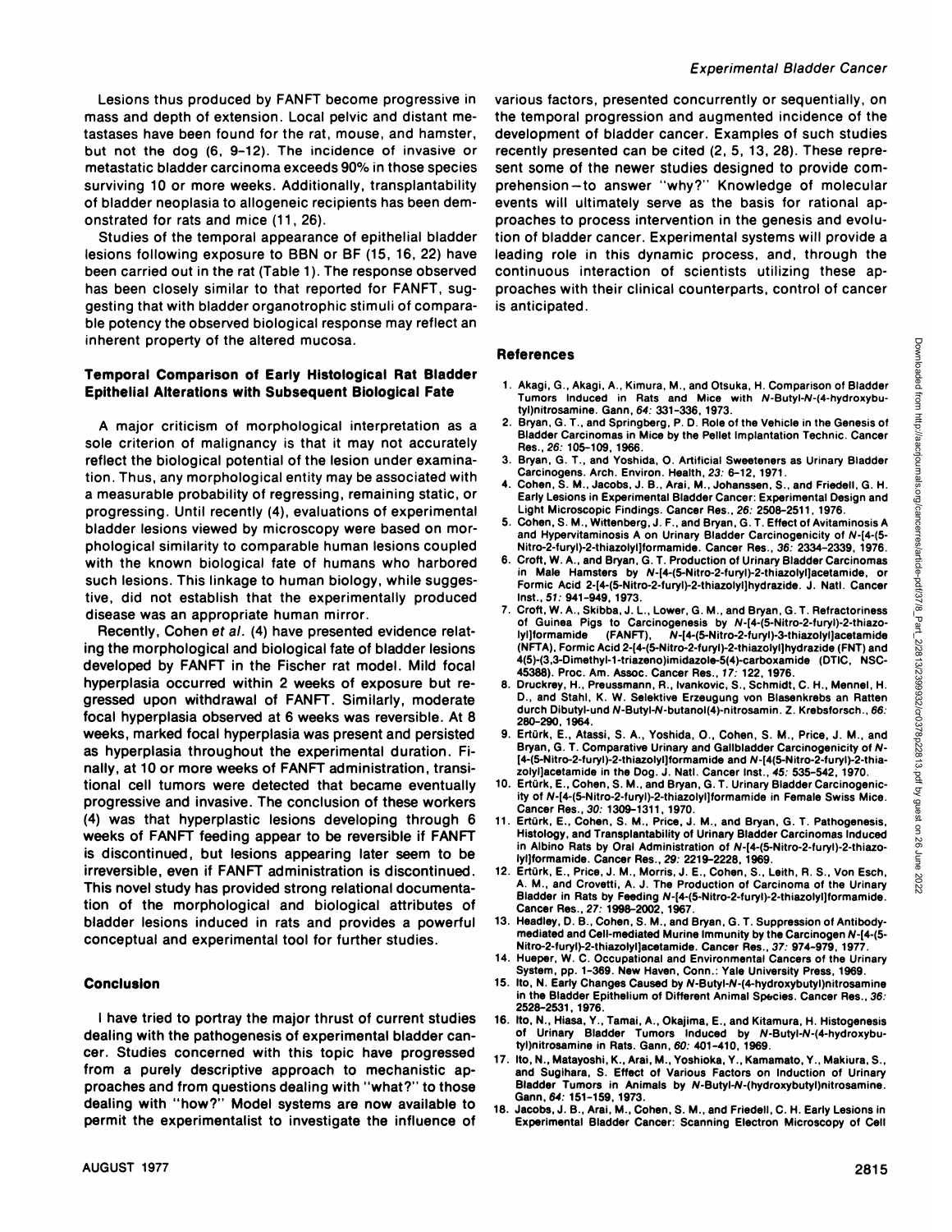Lesions thus produced by FANFT become progressive in mass and depth of extension. Local pelvic and distant metastases have been found for the rat, mouse, and hamster, but not the dog (6, 9–12). The incidence of invasive or metastatic bladder carcinoma exceeds 90% in those species surviving 10 or more weeks. Additionally, transplantability of bladder neoplasia to allogeneic recipients has been demonstrated for rats and mice (11, 26).

Studies of the temporal appearance of epithelial bladder lesions following exposure to BBN or BF (15, 16, 22) have been carried out in the rat (Table 1). The response observed has been closely similar to that reported for FANFT, suggesting that with bladder organotrophic stimuli of comparable potency the observed biological response may reflect an inherent property of the altered mucosa.

## Temporal Comparison of Early Histological Rat Bladder Epithelial Alterations with Subsequent Biological Fate

A major criticism of morphological interpretation as a sole criterion of malignancy is that it may not accurately reflect the biological potential of the lesion under examination. Thus, any morphological entity may be associated with a measurable probability of regressing, remaining static, or progressing. Until recently (4), evaluations of experimental bladder lesions viewed by microscopy were based on morphological similarity to comparable human lesions coupled with the known biological fate of humans who harbored such lesions. This linkage to human biology, while suggestive, did not establish that the experimentally produced disease was an appropriate human mirror.

Recently, Cohen *et al.* (4) have presented evidence relating the morphological and biological fate of bladder lesions developed by FANFT in the Fischer rat model. Mild focal hyperplasia occurred within 2 weeks of exposure but regressed upon withdrawal of FANFT. Similarly, moderate focal hyperplasia observed at 6 weeks was reversible. At 8 weeks, marked focal hyperplasia was present and persisted as hyperplasia throughout the experimental duration. Finally, at 10 or more weeks of FANFT administration, transitional cell tumors were detected that became eventually progressive and invasive. The conclusion of these workers (4) was that hyperplastic lesions developing through 6 weeks of FANFT feeding appear to be reversible if FANFT is discontinued, but lesions appearing later seem to be irreversible, even if FANFT administration is discontinued. This novel study has provided strong relational documentation of the morphological and biological attributes of bladder lesions induced in rats and provides a powerful conceptual and experimental tool for further studies.

## Conclusion

I have tried to portray the major thrust of current studies dealing with the pathogenesis of experimental bladder cancer. Studies concerned with this topic have progressed from a purely descriptive approach to mechanistic approaches and from questions dealing with "what?" to those dealing with "how?" Model systems are now available to permit the experimentalist to investigate the influence of various factors, presented concurrently or sequentially, on the temporal progression and augmented incidence of the development of bladder cancer. Examples of such studies recently presented can be cited (2, 5, 13, 28). These represent some of the newer studies designed to provide comprehension—to answer "why?" Knowledge of molecular events will ultimately serve as the basis for rational approaches to process intervention in the genesis and evolution of bladder cancer. Experimental systems will provide a leading role in this dynamic process, and, through the continuous interaction of scientists utilizing these approaches with their clinical counterparts, control of cancer is anticipated.

## References

1. Akagi, G., Akagi, A., Kimura, M., and Otsuka, H. Comparison of Bladder Tumors Induced in Rats and Mice with *N*-Butyl-*N*-(4-hydroxybutyl)nitrosamine. Gann, *64:* 331–336, 1973.
2. Bryan, G. T., and Springberg, P. D. Role of the Vehicle in the Genesis of Bladder Carcinomas in Mice by the Pellet Implantation Technic. Cancer Res., *26:* 105–109, 1966.
3. Bryan, G. T., and Yoshida, O. Artificial Sweeteners as Urinary Bladder Carcinogens. Arch. Environ. Health, *23:* 6–12, 1971.
4. Cohen, S. M., Jacobs, J. B., Arai, M., Johanssen, S., and Friedell, G. H. Early Lesions in Experimental Bladder Cancer: Experimental Design and Light Microscopic Findings. Cancer Res., *26:* 2508–2511, 1976.
5. Cohen, S. M., Wittenberg, J. F., and Bryan, G. T. Effect of Avitaminosis A and Hypervitaminosis A on Urinary Bladder Carcinogenicity of *N*-[4-(5-Nitro-2-furyl)-2-thiazolyl]formamide. Cancer Res., *36:* 2334–2339, 1976.
6. Croft, W. A., and Bryan, G. T. Production of Urinary Bladder Carcinomas in Male Hamsters by *N*-[4-(5-Nitro-2-furyl)-2-thiazolyl]acetamide, or Formic Acid 2-[4-(5-Nitro-2-furyl)-2-thiazolyl]hydrazide. J. Natl. Cancer Inst., *51:* 941–949, 1973.
7. Croft, W. A., Skibba, J. L., Lower, G. M., and Bryan, G. T. Refractoriness of Guinea Pigs to Carcinogenesis by *N*-[4-(5-Nitro-2-furyl)-2-thiazolyl]formamide (FANFT), *N*-[4-(5-Nitro-2-furyl)-3-thiazolyl]acetamide (NFTA), Formic Acid 2-[4-(5-Nitro-2-furyl)-2-thiazolyl]hydrazide (FNT) and 4(5)-(3,3-Dimethyl-1-triazeno)imidazole-5(4)-carboxamide (DTIC, NSC-45388). Proc. Am. Assoc. Cancer Res., *17:* 122, 1976.
8. Druckrey, H., Preussmann, R., Ivankovic, S., Schmidt, C. H., Mennel, H. D., and Stahl, K. W. Selektive Erzeugung von Blasenkrebs an Ratten durch Dibutyl-und *N*-Butyl-*N*-butanol(4)-nitrosamin. Z. Krebsforsch., *66:* 280–290, 1964.
9. Ertürk, E., Atassi, S. A., Yoshida, O., Cohen, S. M., Price, J. M., and Bryan, G. T. Comparative Urinary and Gallbladder Carcinogenicity of *N*-[4-(5-Nitro-2-furyl)-2-thiazolyl]formamide and *N*-[4(5-Nitro-2-furyl)-2-thiazolyl]acetamide in the Dog. J. Natl. Cancer Inst., *45:* 535–542, 1970.
10. Ertürk, E., Cohen, S. M., and Bryan, G. T. Urinary Bladder Carcinogenicity of *N*-[4-(5-Nitro-2-furyl)-2-thiazolyl]formamide in Female Swiss Mice. Cancer Res., *30:* 1309–1311, 1970.
11. Ertürk, E., Cohen, S. M., Price, J. M., and Bryan, G. T. Pathogenesis, Histology, and Transplantability of Urinary Bladder Carcinomas Induced in Albino Rats by Oral Administration of *N*-[4-(5-Nitro-2-furyl)-2-thiazolyl]formamide. Cancer Res., *29:* 2219–2228, 1969.
12. Ertürk, E., Price, J. M., Morris, J. E., Cohen, S., Leith, R. S., Von Esch, A. M., and Crovetti, A. J. The Production of Carcinoma of the Urinary Bladder in Rats by Feeding *N*-[4-(5-Nitro-2-furyl)-2-thiazolyl]formamide. Cancer Res., *27:* 1998–2002, 1967.
13. Headley, D. B., Cohen, S. M., and Bryan, G. T. Suppression of Antibody-mediated and Cell-mediated Murine Immunity by the Carcinogen *N*-[4-(5-Nitro-2-furyl)-2-thiazolyl]acetamide. Cancer Res., *37:* 974–979, 1977.
14. Hueper, W. C. Occupational and Environmental Cancers of the Urinary System, pp. 1–369. New Haven, Conn.: Yale University Press, 1969.
15. Ito, N. Early Changes Caused by *N*-Butyl-*N*-(4-hydroxybutyl)nitrosamine in the Bladder Epithelium of Different Animal Species. Cancer Res., *36:* 2528–2531, 1976.
16. Ito, N., Hiasa, Y., Tamai, A., Okajima, E., and Kitamura, H. Histogenesis of Urinary Bladder Tumors Induced by *N*-Butyl-*N*-(4-hydroxybutyl)nitrosamine in Rats. Gann, *60:* 401–410, 1969.
17. Ito, N., Matayoshi, K., Arai, M., Yoshioka, Y., Kamamato, Y., Makiura, S., and Sugihara, S. Effect of Various Factors on Induction of Urinary Bladder Tumors in Animals by *N*-Butyl-*N*-(hydroxybutyl)nitrosamine. Gann, *64:* 151–159, 1973.
18. Jacobs, J. B., Arai, M., Cohen, S. M., and Friedell, C. H. Early Lesions in Experimental Bladder Cancer: Scanning Electron Microscopy of Cell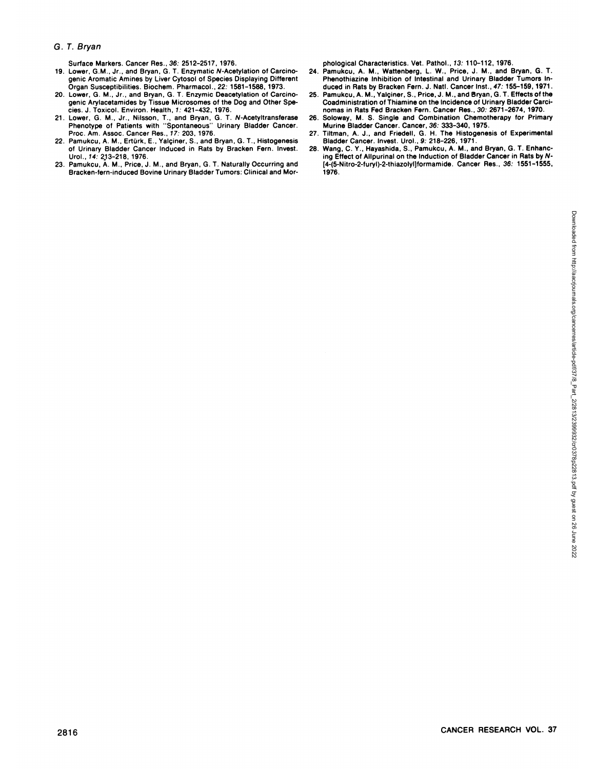Surface Markers. Cancer Res., *36:* 2512–2517, 1976.

19. Lower, G.M., Jr., and Bryan, G. T. Enzymatic *N*-Acetylation of Carcinogenic Aromatic Amines by Liver Cytosol of Species Displaying Different Organ Susceptibilities. Biochem. Pharmacol., *22:* 1581–1588, 1973.
20. Lower, G. M., Jr., and Bryan, G. T. Enzymic Deacetylation of Carcinogenic Arylacetamides by Tissue Microsomes of the Dog and Other Species. J. Toxicol. Environ. Health, *1:* 421–432, 1976.
21. Lower, G. M., Jr., Nilsson, T., and Bryan, G. T. *N*-Acetyltransferase Phenotype of Patients with "Spontaneous" Urinary Bladder Cancer. Proc. Am. Assoc. Cancer Res., *17:* 203, 1976.
22. Pamukcu, A. M., Ertürk, E., Yalçiner, S., and Bryan, G. T., Histogenesis of Urinary Bladder Cancer Induced in Rats by Bracken Fern. Invest. Urol., *14:* 213–218, 1976.
23. Pamukcu, A. M., Price, J. M., and Bryan, G. T. Naturally Occurring and Bracken-fern-induced Bovine Urinary Bladder Tumors: Clinical and Morphological Characteristics. Vet. Pathol., *13:* 110–112, 1976.
24. Pamukcu, A. M., Wattenberg, L. W., Price, J. M., and Bryan, G. T. Phenothiazine Inhibition of Intestinal and Urinary Bladder Tumors Induced in Rats by Bracken Fern. J. Natl. Cancer Inst., *47:* 155–159, 1971.
25. Pamukcu, A. M., Yalçiner, S., Price, J. M., and Bryan, G. T. Effects of the Coadministration of Thiamine on the Incidence of Urinary Bladder Carcinomas in Rats Fed Bracken Fern. Cancer Res., *30:* 2671–2674, 1970.
26. Soloway, M. S. Single and Combination Chemotherapy for Primary Murine Bladder Cancer. Cancer, *36:* 333–340, 1975.
27. Tiltman, A. J., and Friedell, G. H. The Histogenesis of Experimental Bladder Cancer. Invest. Urol., *9:* 218–226, 1971.
28. Wang, C. Y., Hayashida, S., Pamukcu, A. M., and Bryan, G. T. Enhancing Effect of Allpurinal on the Induction of Bladder Cancer in Rats by *N*-[4-(5-Nitro-2-furyl)-2-thiazolyl]formamide. Cancer Res., *36:* 1551–1555, 1976.